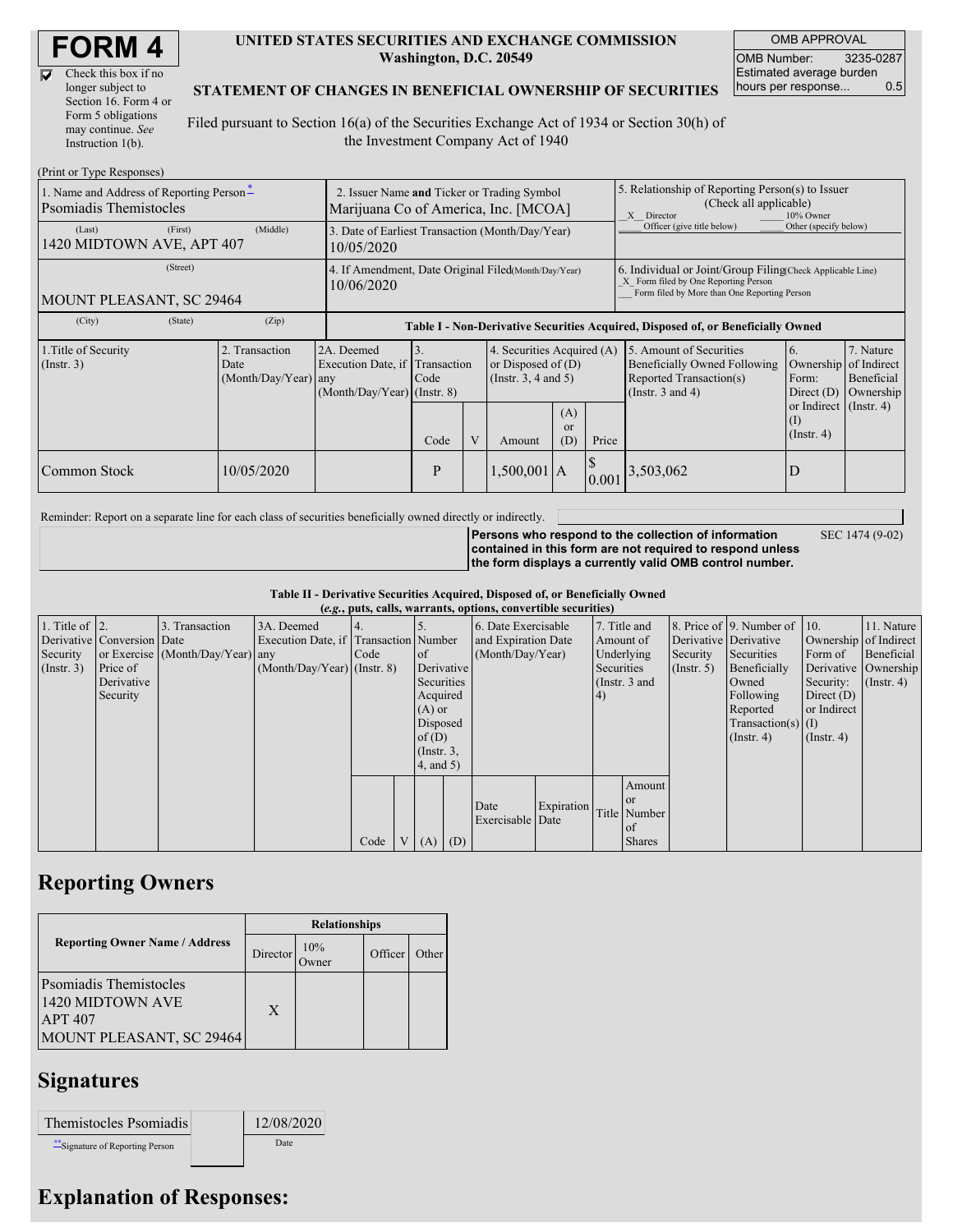# FORM 4

☑ Check this box if no longer subject to Section 16. Form 4 or Form 5 obligations may continue. *See* Instruction 1(b).

**UNITED STATES SECURITIES AND EXCHANGE COMMISSION**
**Washington, D.C. 20549**

**STATEMENT OF CHANGES IN BENEFICIAL OWNERSHIP OF SECURITIES**

Filed pursuant to Section 16(a) of the Securities Exchange Act of 1934 or Section 30(h) of the Investment Company Act of 1940

| OMB APPROVAL | |
|---|---|
| OMB Number: | 3235-0287 |
| Estimated average burden hours per response... | 0.5 |

(Print or Type Responses)

| 1. Name and Address of Reporting Person* | 2. Issuer Name **and** Ticker or Trading Symbol | 5. Relationship of Reporting Person(s) to Issuer (Check all applicable) |
|---|---|---|
| Psomiadis Themistocles | Marijuana Co of America, Inc. [MCOA] | _X_ Director ___ 10% Owner ___ Officer (give title below) ___ Other (specify below) |
| (Last) (First) (Middle) 1420 MIDTOWN AVE, APT 407 | 3. Date of Earliest Transaction (Month/Day/Year) 10/05/2020 | |
| (Street) MOUNT PLEASANT, SC 29464 | 4. If Amendment, Date Original Filed (Month/Day/Year) 10/06/2020 | 6. Individual or Joint/Group Filing (Check Applicable Line) _X_ Form filed by One Reporting Person ___ Form filed by More than One Reporting Person |
| (City) (State) (Zip) | | |

**Table I - Non-Derivative Securities Acquired, Disposed of, or Beneficially Owned**

| 1.Title of Security (Instr. 3) | 2. Transaction Date (Month/Day/Year) | 2A. Deemed Execution Date, if any (Month/Day/Year) | 3. Transaction Code (Instr. 8) | | 4. Securities Acquired (A) or Disposed of (D) (Instr. 3, 4 and 5) | | | 5. Amount of Securities Beneficially Owned Following Reported Transaction(s) (Instr. 3 and 4) | 6. Ownership Form: Direct (D) or Indirect (I) (Instr. 4) | 7. Nature of Indirect Beneficial Ownership (Instr. 4) |
|---|---|---|---|---|---|---|---|---|---|---|
| | | | Code | V | Amount | (A) or (D) | Price | | | |
| Common Stock | 10/05/2020 | | P | | 1,500,001 | A | $ 0.001 | 3,503,062 | D | |

Reminder: Report on a separate line for each class of securities beneficially owned directly or indirectly.

**Persons who respond to the collection of information contained in this form are not required to respond unless the form displays a currently valid OMB control number.** SEC 1474 (9-02)

**Table II - Derivative Securities Acquired, Disposed of, or Beneficially Owned**
**(*e.g.*, puts, calls, warrants, options, convertible securities)**

| 1. Title of Derivative Security (Instr. 3) | 2. Conversion or Exercise Price of Derivative Security | 3. Transaction Date (Month/Day/Year) | 3A. Deemed Execution Date, if any (Month/Day/Year) | 4. Transaction Code (Instr. 8) | | 5. Number of Derivative Securities Acquired (A) or Disposed of (D) (Instr. 3, 4, and 5) | | 6. Date Exercisable and Expiration Date (Month/Day/Year) | | 7. Title and Amount of Underlying Securities (Instr. 3 and 4) | | 8. Price of Derivative Security (Instr. 5) | 9. Number of Derivative Securities Beneficially Owned Following Reported Transaction(s) (Instr. 4) | 10. Ownership Form of Derivative Security: Direct (D) or Indirect (I) (Instr. 4) | 11. Nature of Indirect Beneficial Ownership (Instr. 4) |
|---|---|---|---|---|---|---|---|---|---|---|---|---|---|---|---|
| | | | | Code | V | (A) | (D) | Date Exercisable | Expiration Date | Title | Amount or Number of Shares | | | | |

## Reporting Owners

| Reporting Owner Name / Address | Relationships | | | |
|---|---|---|---|---|
| | Director | 10% Owner | Officer | Other |
| Psomiadis Themistocles 1420 MIDTOWN AVE APT 407 MOUNT PLEASANT, SC 29464 | X | | | |

## Signatures

| Themistocles Psomiadis | | 12/08/2020 |
|---|---|---|
| **Signature of Reporting Person | | Date |

## Explanation of Responses: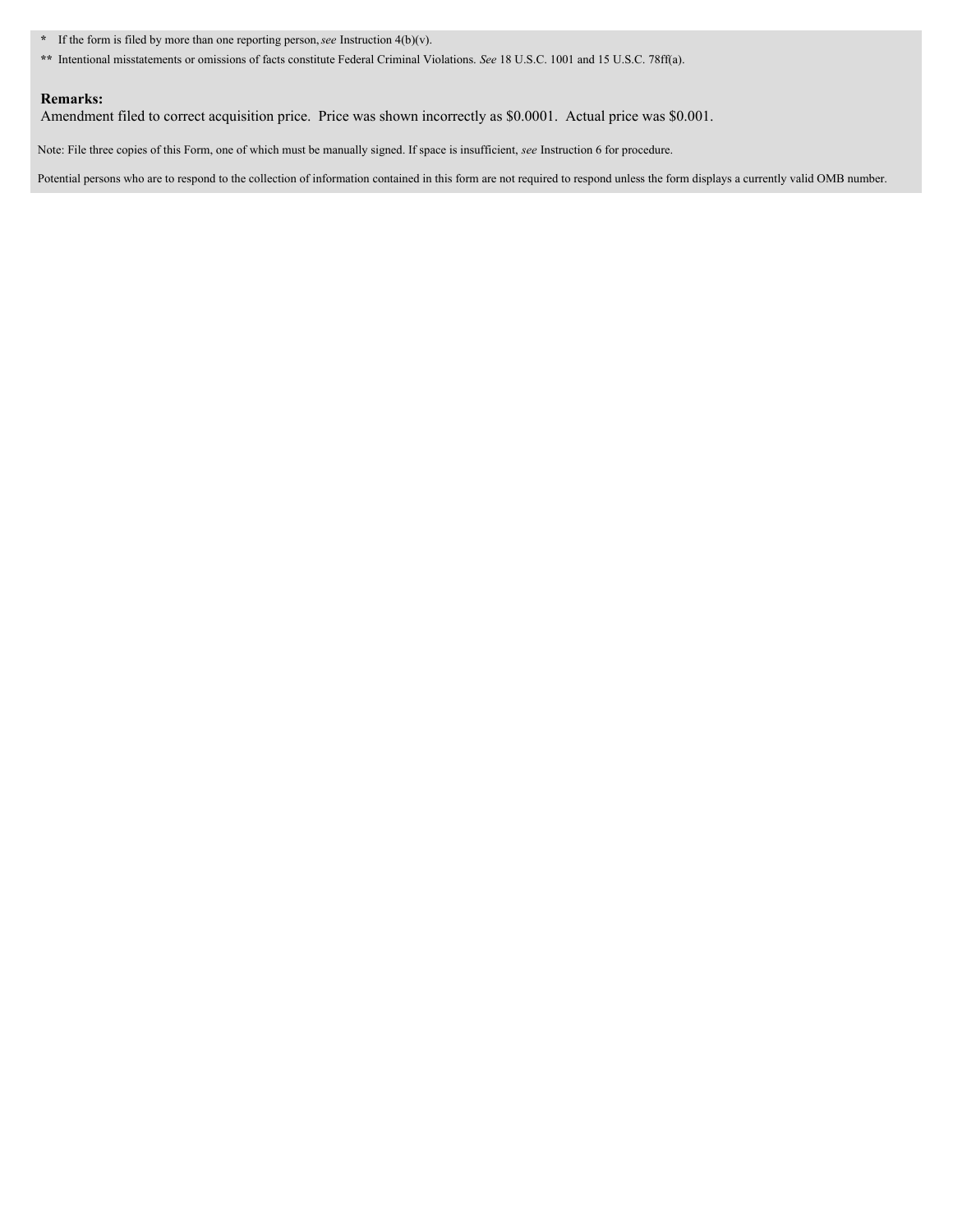\* If the form is filed by more than one reporting person, *see* Instruction 4(b)(v).

\*\* Intentional misstatements or omissions of facts constitute Federal Criminal Violations. *See* 18 U.S.C. 1001 and 15 U.S.C. 78ff(a).

**Remarks:**
Amendment filed to correct acquisition price. Price was shown incorrectly as $0.0001. Actual price was $0.001.

Note: File three copies of this Form, one of which must be manually signed. If space is insufficient, *see* Instruction 6 for procedure.

Potential persons who are to respond to the collection of information contained in this form are not required to respond unless the form displays a currently valid OMB number.